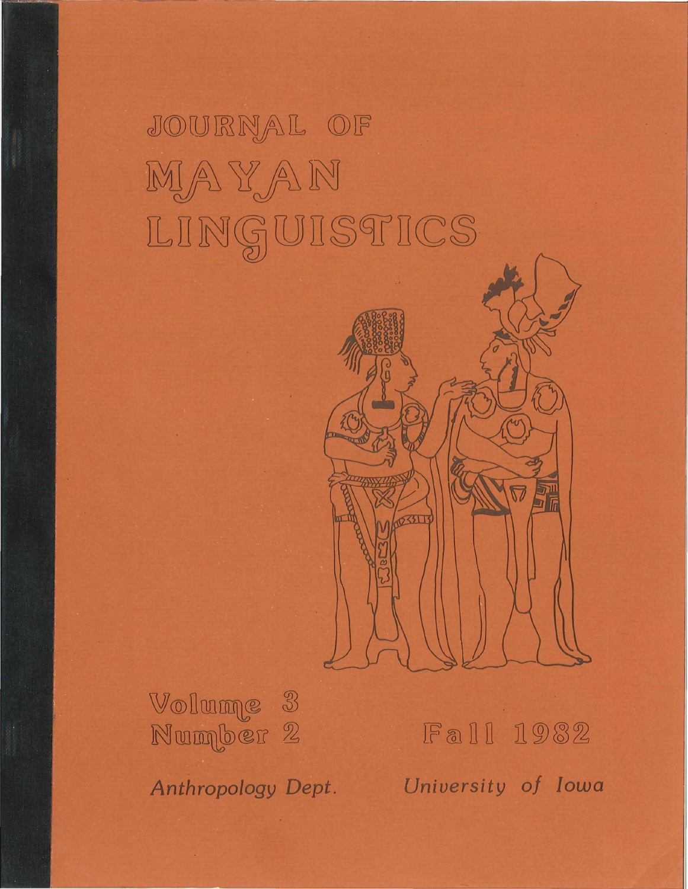# JOURNAL OF MAYAN LINGUISTICS

Volume 3
Number 2

Fall 1982

*Anthropology Dept.*

*University of Iowa*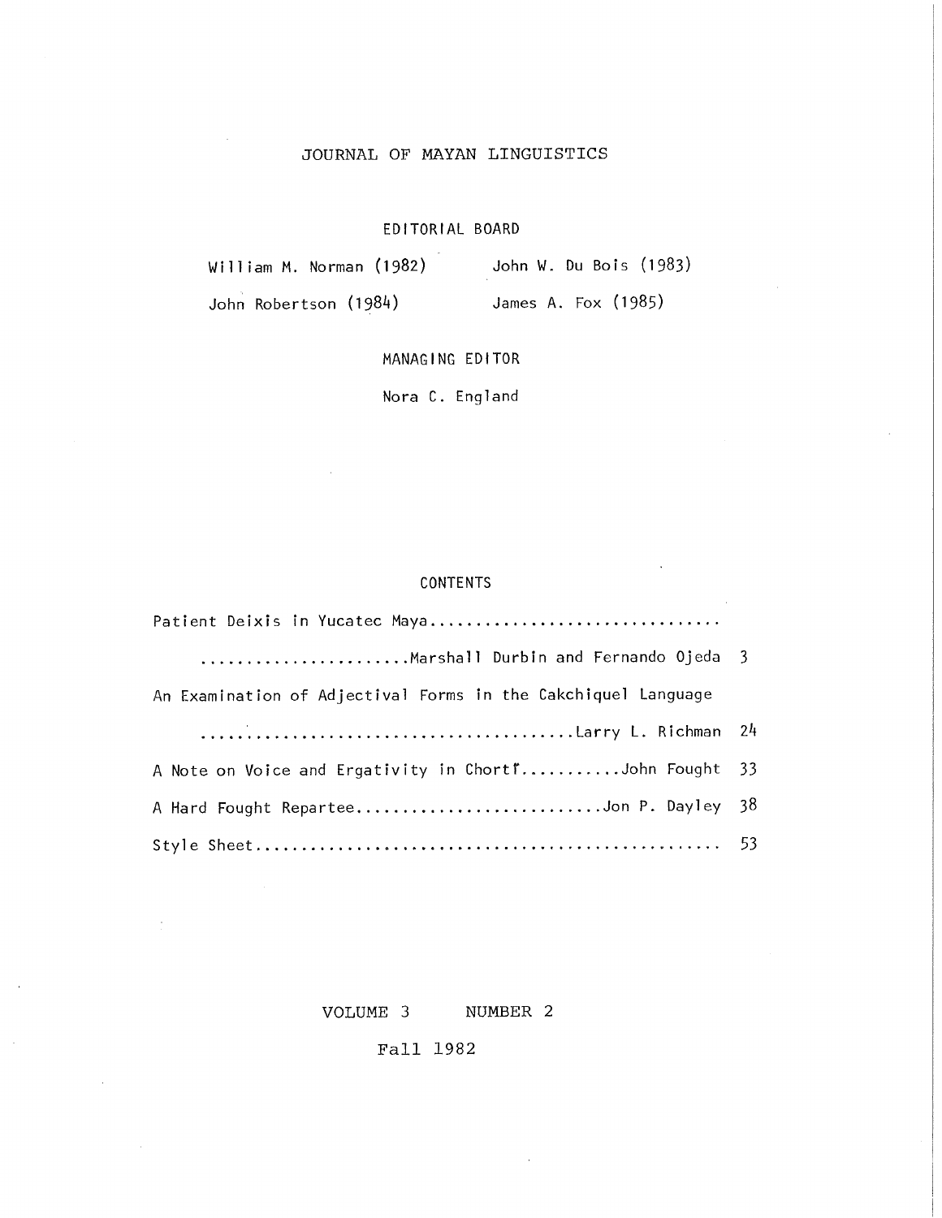# JOURNAL OF MAYAN LINGUISTICS

## EDITORIAL BOARD

| | |
|---|---|
| William M. Norman (1982) | John W. Du Bois (1983) |
| John Robertson (1984) | James A. Fox (1985) |

## MANAGING EDITOR

Nora C. England

## CONTENTS

| | |
|---|---|
| Patient Deixis in Yucatec Maya ........................ Marshall Durbin and Fernando Ojeda | 3 |
| An Examination of Adjectival Forms in the Cakchiquel Language ........................ Larry L. Richman | 24 |
| A Note on Voice and Ergativity in Chortí ........... John Fought | 33 |
| A Hard Fought Repartee ........................ Jon P. Dayley | 38 |
| Style Sheet ........................................ | 53 |

VOLUME 3 NUMBER 2

Fall 1982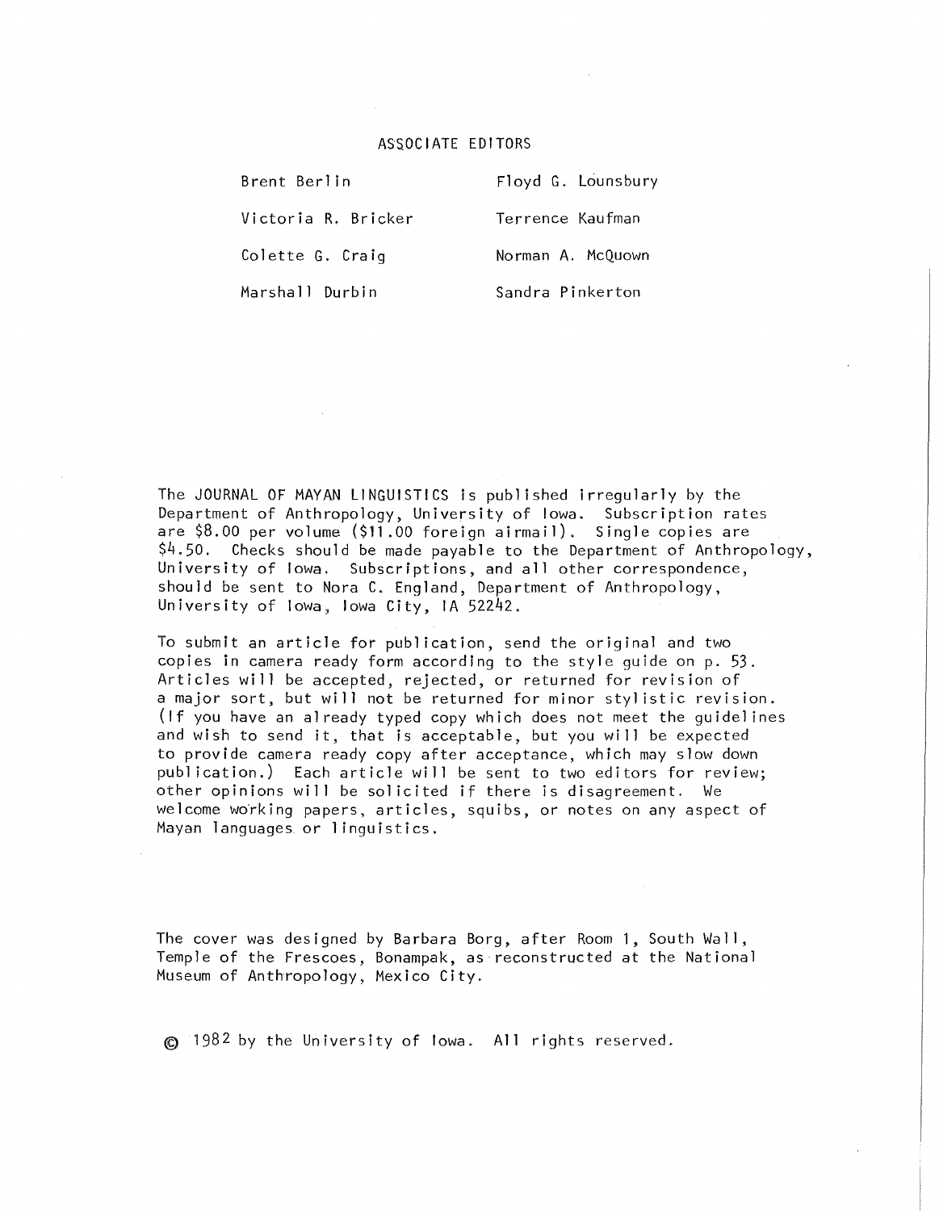## ASSOCIATE EDITORS

| | |
|---|---|
| Brent Berlin | Floyd G. Lounsbury |
| Victoria R. Bricker | Terrence Kaufman |
| Colette G. Craig | Norman A. McQuown |
| Marshall Durbin | Sandra Pinkerton |

The JOURNAL OF MAYAN LINGUISTICS is published irregularly by the Department of Anthropology, University of Iowa. Subscription rates are $8.00 per volume ($11.00 foreign airmail). Single copies are $4.50. Checks should be made payable to the Department of Anthropology, University of Iowa. Subscriptions, and all other correspondence, should be sent to Nora C. England, Department of Anthropology, University of Iowa, Iowa City, IA 52242.

To submit an article for publication, send the original and two copies in camera ready form according to the style guide on p. 53. Articles will be accepted, rejected, or returned for revision of a major sort, but will not be returned for minor stylistic revision. (If you have an already typed copy which does not meet the guidelines and wish to send it, that is acceptable, but you will be expected to provide camera ready copy after acceptance, which may slow down publication.) Each article will be sent to two editors for review; other opinions will be solicited if there is disagreement. We welcome working papers, articles, squibs, or notes on any aspect of Mayan languages or linguistics.

The cover was designed by Barbara Borg, after Room 1, South Wall, Temple of the Frescoes, Bonampak, as reconstructed at the National Museum of Anthropology, Mexico City.

© 1982 by the University of Iowa. All rights reserved.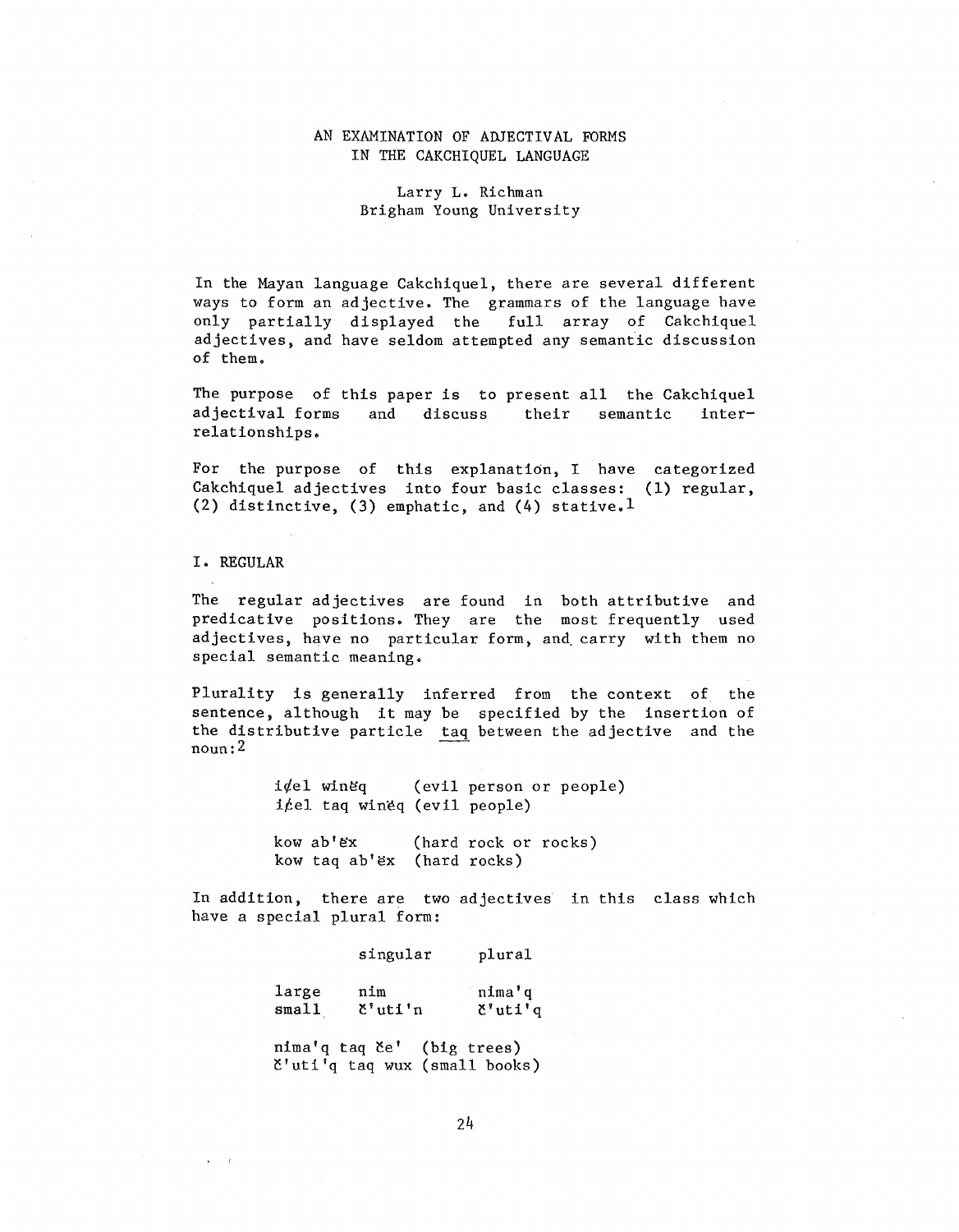# AN EXAMINATION OF ADJECTIVAL FORMS IN THE CAKCHIQUEL LANGUAGE

Larry L. Richman
Brigham Young University

In the Mayan language Cakchiquel, there are several different ways to form an adjective. The grammars of the language have only partially displayed the full array of Cakchiquel adjectives, and have seldom attempted any semantic discussion of them.

The purpose of this paper is to present all the Cakchiquel adjectival forms and discuss their semantic inter-relationships.

For the purpose of this explanation, I have categorized Cakchiquel adjectives into four basic classes: (1) regular, (2) distinctive, (3) emphatic, and (4) stative.[1]

## I. REGULAR

The regular adjectives are found in both attributive and predicative positions. They are the most frequently used adjectives, have no particular form, and carry with them no special semantic meaning.

Plurality is generally inferred from the context of the sentence, although it may be specified by the insertion of the distributive particle taq between the adjective and the noun:[2]

> i¢el winěq (evil person or people)
> i¢el taq winěq (evil people)
>
> kow ab'ěx (hard rock or rocks)
> kow taq ab'ěx (hard rocks)

In addition, there are two adjectives in this class which have a special plural form:

| | singular | plural |
|---|---|---|
| large | nim | nima'q |
| small | č'uti'n | č'uti'q |

> nima'q taq če' (big trees)
> č'uti'q taq wux (small books)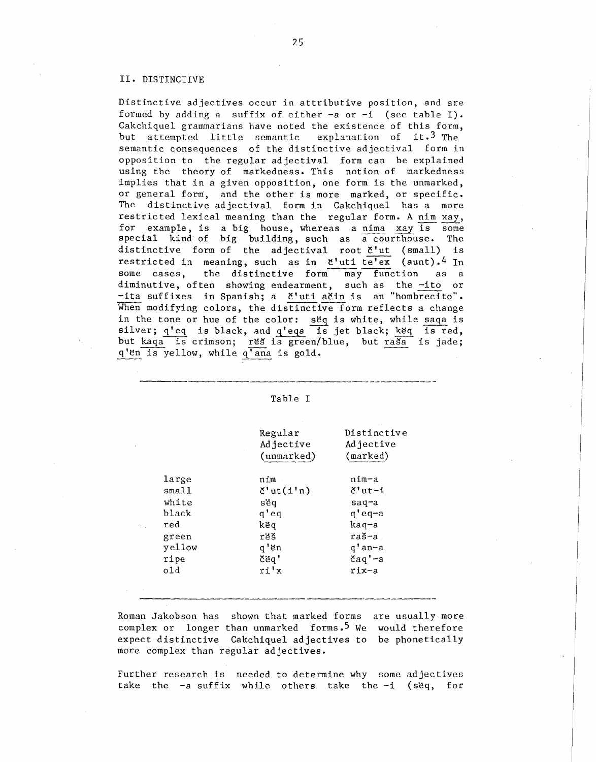## II. DISTINCTIVE

Distinctive adjectives occur in attributive position, and are formed by adding a suffix of either -a or -i (see table I). Cakchiquel grammarians have noted the existence of this form, but attempted little semantic explanation of it.[3] The semantic consequences of the distinctive adjectival form in opposition to the regular adjectival form can be explained using the theory of markedness. This notion of markedness implies that in a given opposition, one form is the unmarked, or general form, and the other is more marked, or specific. The distinctive adjectival form in Cakchiquel has a more restricted lexical meaning than the regular form. A nim xay, for example, is a big house, whereas a nima xay is some special kind of big building, such as a courthouse. The distinctive form of the adjectival root č'ut (small) is restricted in meaning, such as in č'uti te'ex (aunt).[4] In some cases, the distinctive form may function as a diminutive, often showing endearment, such as the -ito or -ita suffixes in Spanish; a č'uti ačin is an "hombrecito". When modifying colors, the distinctive form reflects a change in the tone or hue of the color: sĕq is white, while saqa is silver; q'eq is black, and q'eqa is jet black; kĕq is red, but kaqa is crimson; rĕš is green/blue, but raša is jade; q'ĕn is yellow, while q'ana is gold.

Table I

| | Regular Adjective (unmarked) | Distinctive Adjective (marked) |
|---|---|---|
| large | nim | nim-a |
| small | č'ut(i'n) | č'ut-i |
| white | sĕq | saq-a |
| black | q'eq | q'eq-a |
| red | kĕq | kaq-a |
| green | rĕš | raš-a |
| yellow | q'ĕn | q'an-a |
| ripe | čĕq' | čaq'-a |
| old | ri'x | rix-a |

Roman Jakobson has shown that marked forms are usually more complex or longer than unmarked forms.[5] We would therefore expect distinctive Cakchiquel adjectives to be phonetically more complex than regular adjectives.

Further research is needed to determine why some adjectives take the -a suffix while others take the -i (sĕq, for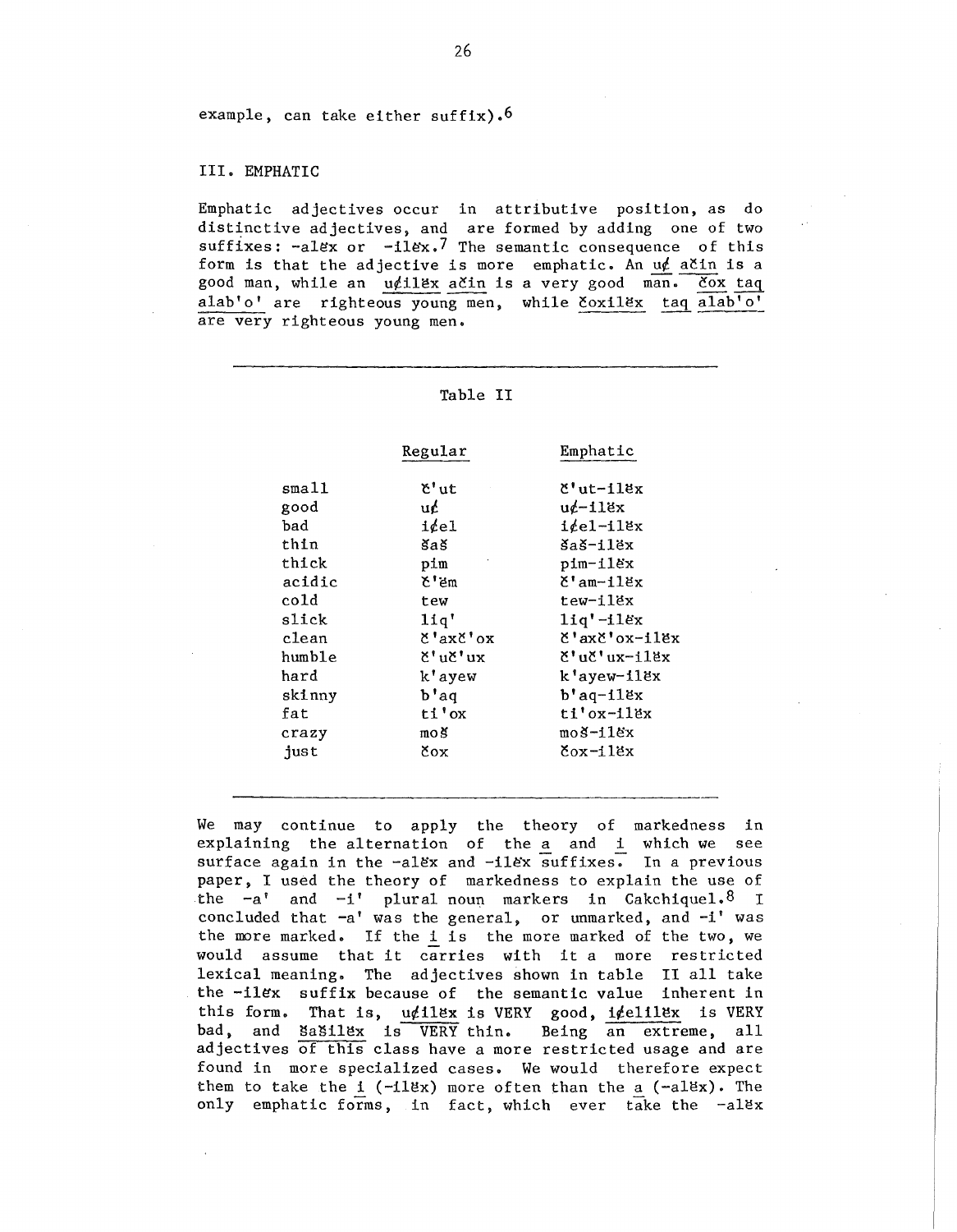example, can take either suffix).[6]

### III. EMPHATIC

Emphatic adjectives occur in attributive position, as do distinctive adjectives, and are formed by adding one of two suffixes: -alĕx or -ilĕx.[7] The semantic consequence of this form is that the adjective is more emphatic. An <u>u¢ ačin</u> is a good man, while an <u>u¢ilĕx ačin</u> is a very good man. <u>čox taq alab'o'</u> are righteous young men, while <u>čoxilĕx taq alab'o'</u> are very righteous young men.

Table II

| | Regular | Emphatic |
|---|---|---|
| small | č'ut | č'ut-ilĕx |
| good | u¢ | u¢-ilĕx |
| bad | i¢el | i¢el-ilĕx |
| thin | šaš | šaš-ilĕx |
| thick | pim | pim-ilĕx |
| acidic | č'ĕm | č'am-ilĕx |
| cold | tew | tew-ilĕx |
| slick | liq' | liq'-ilĕx |
| clean | č'axč'ox | č'axč'ox-ilĕx |
| humble | č'uč'ux | č'uč'ux-ilĕx |
| hard | k'ayew | k'ayew-ilĕx |
| skinny | b'aq | b'aq-ilĕx |
| fat | ti'ox | ti'ox-ilĕx |
| crazy | moš | moš-ilĕx |
| just | čox | čox-ilĕx |

We may continue to apply the theory of markedness in explaining the alternation of the <u>a</u> and <u>i</u> which we see surface again in the -alĕx and -ilĕx suffixes. In a previous paper, I used the theory of markedness to explain the use of the -a' and -i' plural noun markers in Cakchiquel.[8] I concluded that -a' was the general, or unmarked, and -i' was the more marked. If the <u>i</u> is the more marked of the two, we would assume that it carries with it a more restricted lexical meaning. The adjectives shown in table II all take the -ilĕx suffix because of the semantic value inherent in this form. That is, <u>u¢ilĕx</u> is VERY good, <u>i¢elilĕx</u> is VERY bad, and <u>šašilĕx</u> is VERY thin. Being an extreme, all adjectives of this class have a more restricted usage and are found in more specialized cases. We would therefore expect them to take the <u>i</u> (-ilĕx) more often than the <u>a</u> (-alĕx). The only emphatic forms, in fact, which ever take the -alĕx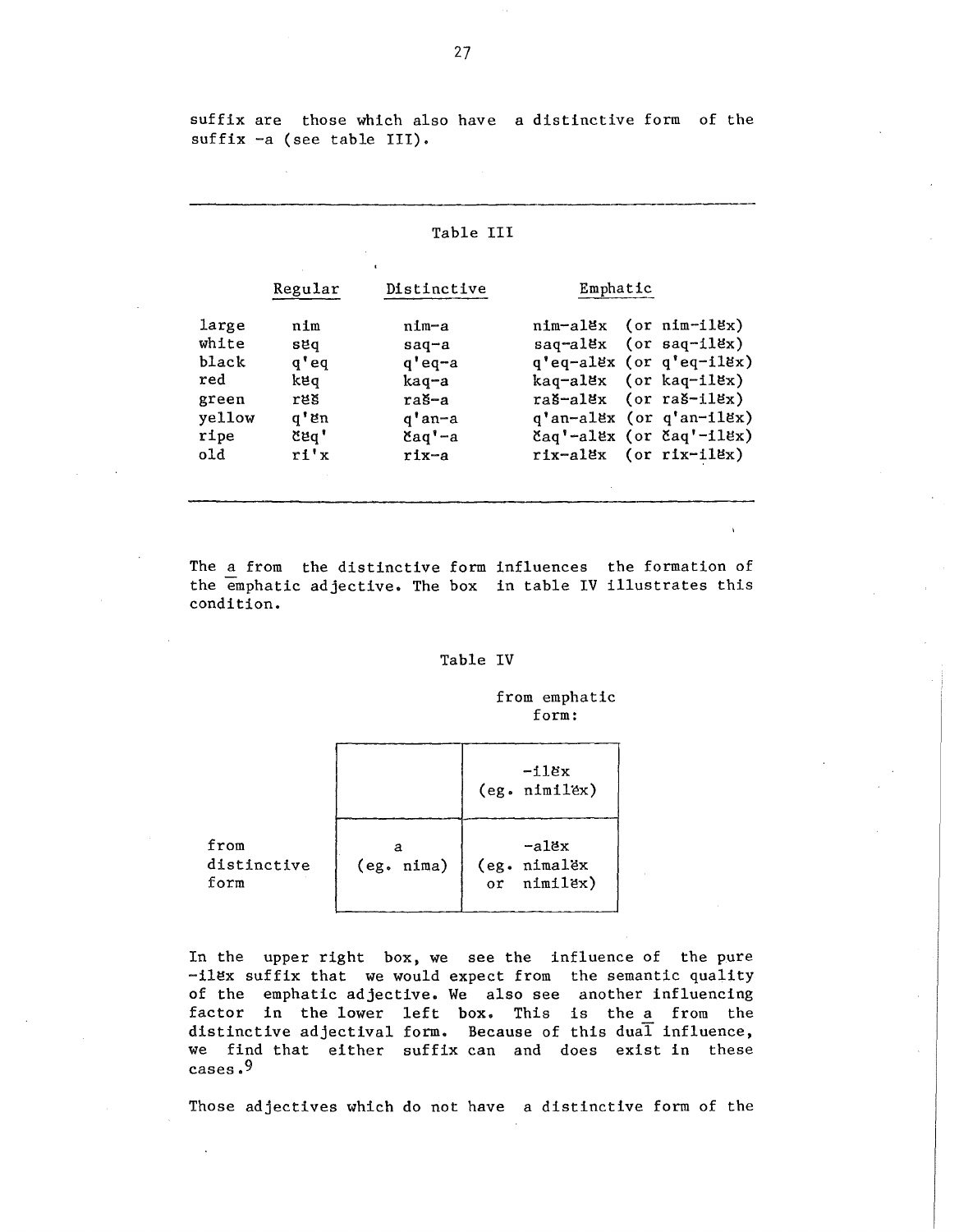suffix are those which also have a distinctive form of the suffix -a (see table III).

Table III

| | Regular | Distinctive | Emphatic |
|---|---|---|---|
| large | nim | nim-a | nim-alĕx (or nim-ilĕx) |
| white | sĕq | saq-a | saq-alĕx (or saq-ilĕx) |
| black | q'eq | q'eq-a | q'eq-alĕx (or q'eq-ilĕx) |
| red | kĕq | kaq-a | kaq-alĕx (or kaq-ilĕx) |
| green | rĕš | raš-a | raš-alĕx (or raš-ilĕx) |
| yellow | q'ĕn | q'an-a | q'an-alĕx (or q'an-ilĕx) |
| ripe | čĕq' | čaq'-a | čaq'-alĕx (or čaq'-ilĕx) |
| old | ri'x | rix-a | rix-alĕx (or rix-ilĕx) |

The a from the distinctive form influences the formation of the emphatic adjective. The box in table IV illustrates this condition.

Table IV

| | | from emphatic form: |
|---|---|---|
| | | -ilĕx (eg. nimilĕx) |
| from distinctive form | a (eg. nima) | -alĕx (eg. nimalĕx or nimilĕx) |

In the upper right box, we see the influence of the pure -ilĕx suffix that we would expect from the semantic quality of the emphatic adjective. We also see another influencing factor in the lower left box. This is the a from the distinctive adjectival form. Because of this dual influence, we find that either suffix can and does exist in these cases.[9]

Those adjectives which do not have a distinctive form of the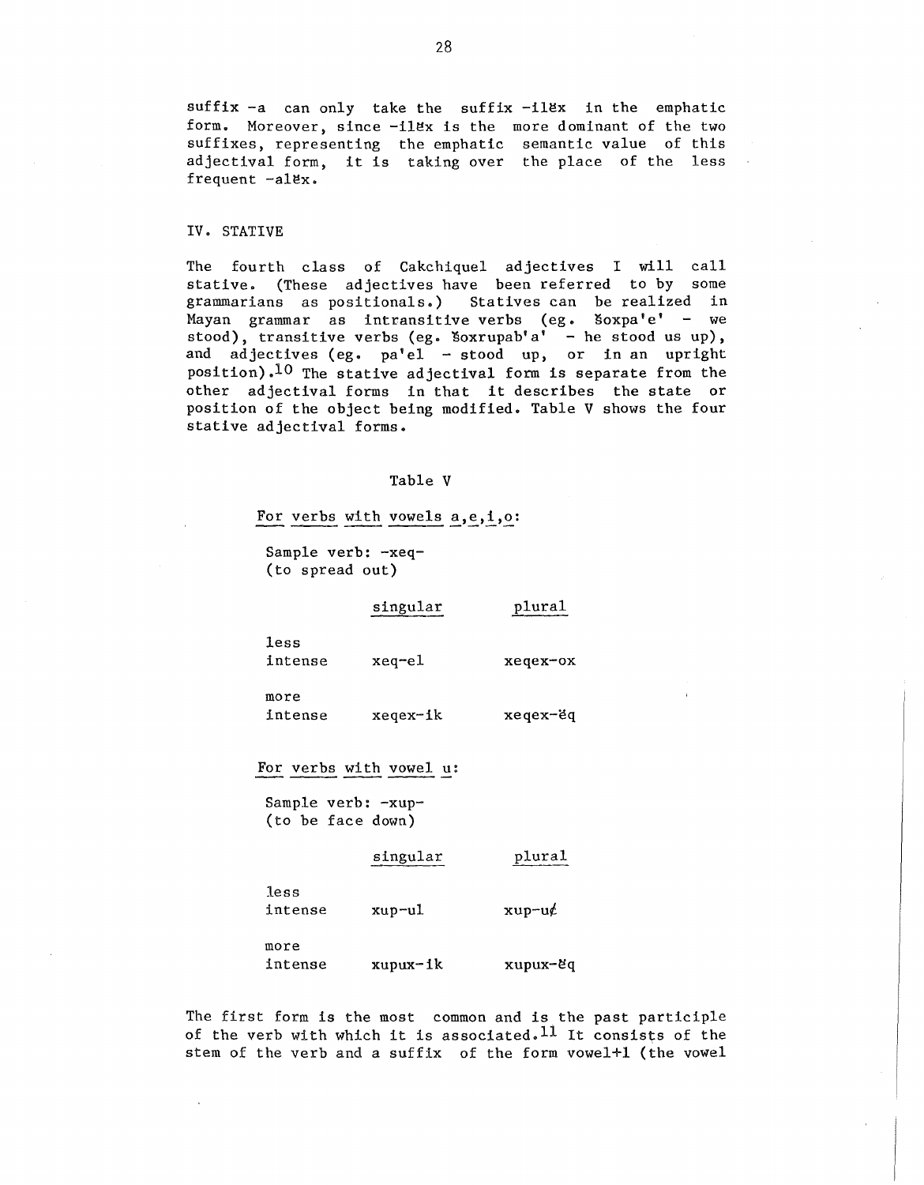suffix -a can only take the suffix -ilëx in the emphatic form. Moreover, since -ilëx is the more dominant of the two suffixes, representing the emphatic semantic value of this adjectival form, it is taking over the place of the less frequent -alëx.

## IV. STATIVE

The fourth class of Cakchiquel adjectives I will call stative. (These adjectives have been referred to by some grammarians as positionals.) Statives can be realized in Mayan grammar as intransitive verbs (eg. šoxpa'e' - we stood), transitive verbs (eg. šoxrupab'a' - he stood us up), and adjectives (eg. pa'el - stood up, or in an upright position).[10] The stative adjectival form is separate from the other adjectival forms in that it describes the state or position of the object being modified. Table V shows the four stative adjectival forms.

Table V

For verbs with vowels a,e,i,o:

Sample verb: -xeq-
(to spread out)

| | singular | plural |
|---|---|---|
| less intense | xeq-el | xeqex-ox |
| more intense | xeqex-ik | xeqex-ëq |

For verbs with vowel u:

Sample verb: -xup-
(to be face down)

| | singular | plural |
|---|---|---|
| less intense | xup-ul | xup-u¢ |
| more intense | xupux-ik | xupux-ëq |

The first form is the most common and is the past participle of the verb with which it is associated.[11] It consists of the stem of the verb and a suffix of the form vowel+l (the vowel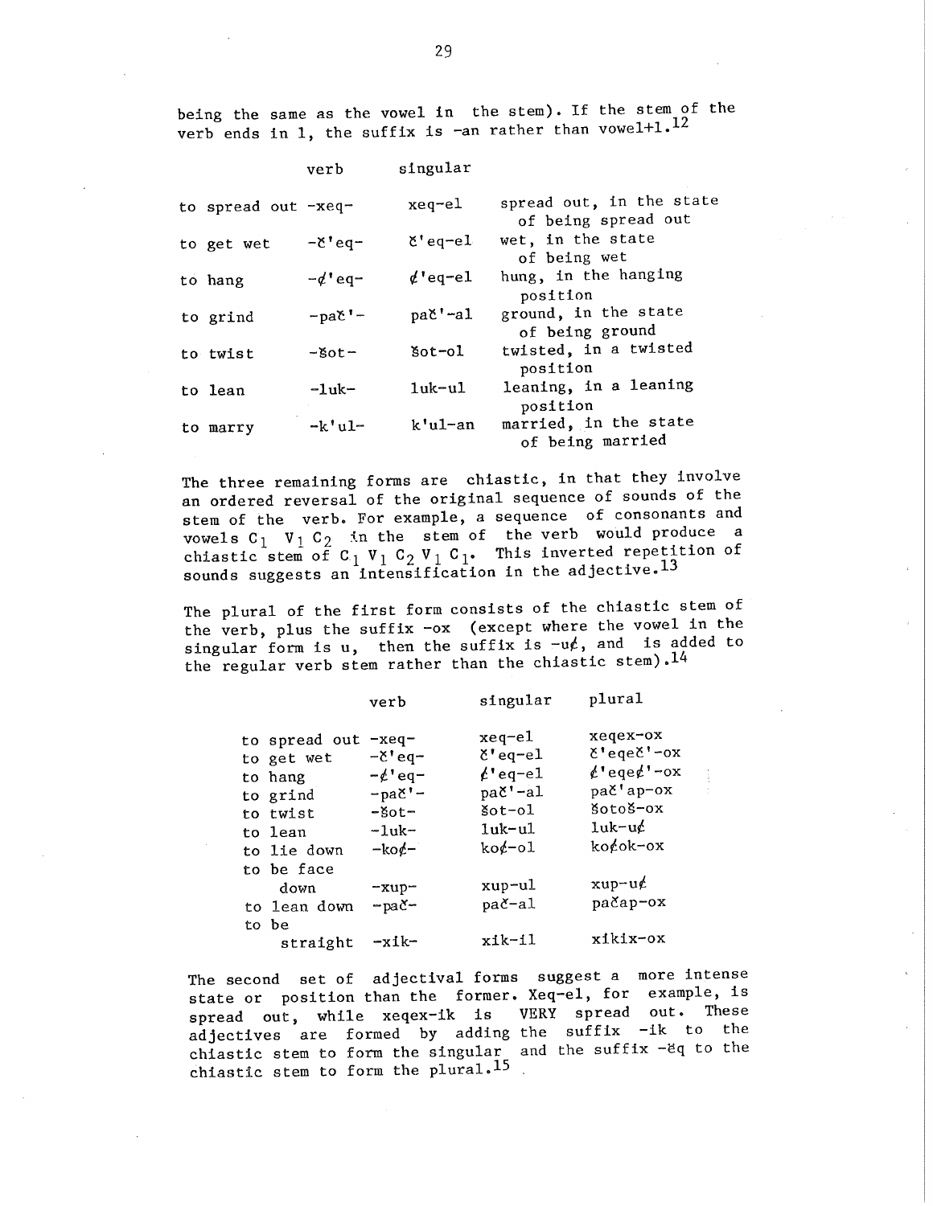being the same as the vowel in the stem). If the stem of the verb ends in l, the suffix is -an rather than vowel+l.[12]

| | verb | singular | |
|---|---|---|---|
| to spread out | -xeq- | xeq-el | spread out, in the state of being spread out |
| to get wet | -č'eq- | č'eq-el | wet, in the state of being wet |
| to hang | -¢'eq- | ¢'eq-el | hung, in the hanging position |
| to grind | -pač'- | pač'-al | ground, in the state of being ground |
| to twist | -šot- | šot-ol | twisted, in a twisted position |
| to lean | -luk- | luk-ul | leaning, in a leaning position |
| to marry | -k'ul- | k'ul-an | married, in the state of being married |

The three remaining forms are chiastic, in that they involve an ordered reversal of the original sequence of sounds of the stem of the verb. For example, a sequence of consonants and vowels $C_1$ $V_1$ $C_2$ in the stem of the verb would produce a chiastic stem of $C_1$ $V_1$ $C_2$ $V_1$ $C_1$. This inverted repetition of sounds suggests an intensification in the adjective.[13]

The plural of the first form consists of the chiastic stem of the verb, plus the suffix -ox (except where the vowel in the singular form is u, then the suffix is -u¢, and is added to the regular verb stem rather than the chiastic stem).[14]

| | verb | singular | plural |
|---|---|---|---|
| to spread out | -xeq- | xeq-el | xeqex-ox |
| to get wet | -č'eq- | č'eq-el | č'eqeč'-ox |
| to hang | -¢'eq- | ¢'eq-el | ¢'eqe¢'-ox |
| to grind | -pač'- | pač'-al | pač'ap-ox |
| to twist | -šot- | šot-ol | šotoš-ox |
| to lean | -luk- | luk-ul | luk-u¢ |
| to lie down | -ko¢- | ko¢-ol | ko¢ok-ox |
| to be face down | -xup- | xup-ul | xup-u¢ |
| to lean down | -pač- | pač-al | pačap-ox |
| to be straight | -xik- | xik-il | xikix-ox |

The second set of adjectival forms suggest a more intense state or position than the former. Xeq-el, for example, is spread out, while xeqex-ik is VERY spread out. These adjectives are formed by adding the suffix -ik to the chiastic stem to form the singular and the suffix -ěq to the chiastic stem to form the plural.[15]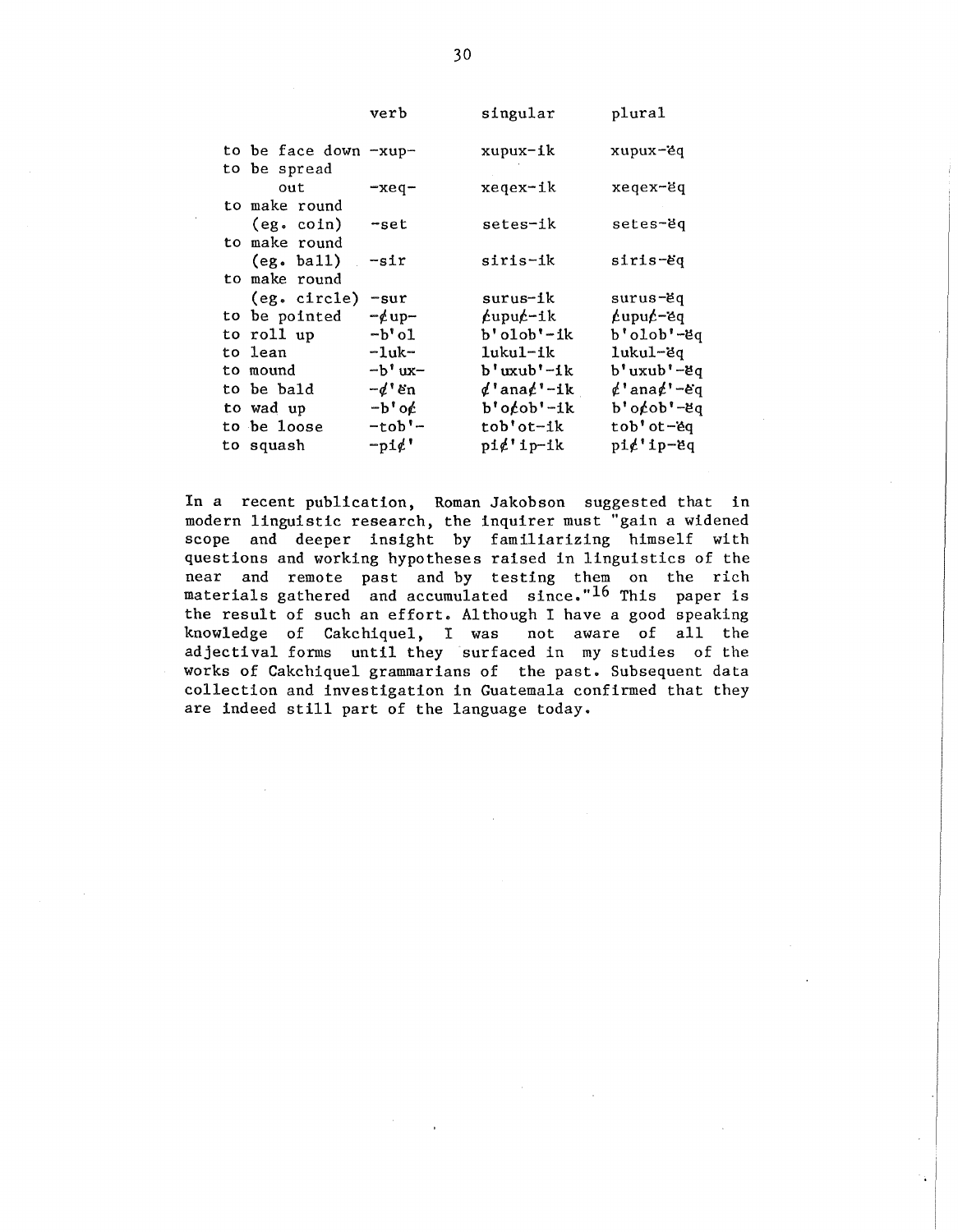| | verb | singular | plural |
|---|---|---|---|
| to be face down | -xup- | xupux-ik | xupux-ĕq |
| to be spread out | -xeq- | xeqex-ik | xeqex-ĕq |
| to make round (eg. coin) | -set | setes-ik | setes-ĕq |
| to make round (eg. ball) | -sir | siris-ik | siris-ĕq |
| to make round (eg. circle) | -sur | surus-ik | surus-ĕq |
| to be pointed | -¢up- | ¢upu¢-ik | ¢upu¢-ĕq |
| to roll up | -b'ol | b'olob'-ik | b'olob'-ĕq |
| to lean | -luk- | lukul-ik | lukul-ĕq |
| to mound | -b'ux- | b'uxub'-ik | b'uxub'-ĕq |
| to be bald | -¢'ĕn | ¢'ana¢'-ik | ¢'ana¢'-ĕq |
| to wad up | -b'o¢ | b'o¢ob'-ik | b'o¢ob'-ĕq |
| to be loose | -tob'- | tob'ot-ik | tob'ot-ĕq |
| to squash | -pi¢' | pi¢'ip-ik | pi¢'ip-ĕq |

In a recent publication, Roman Jakobson suggested that in modern linguistic research, the inquirer must "gain a widened scope and deeper insight by familiarizing himself with questions and working hypotheses raised in linguistics of the near and remote past and by testing them on the rich materials gathered and accumulated since."[16] This paper is the result of such an effort. Although I have a good speaking knowledge of Cakchiquel, I was not aware of all the adjectival forms until they surfaced in my studies of the works of Cakchiquel grammarians of the past. Subsequent data collection and investigation in Guatemala confirmed that they are indeed still part of the language today.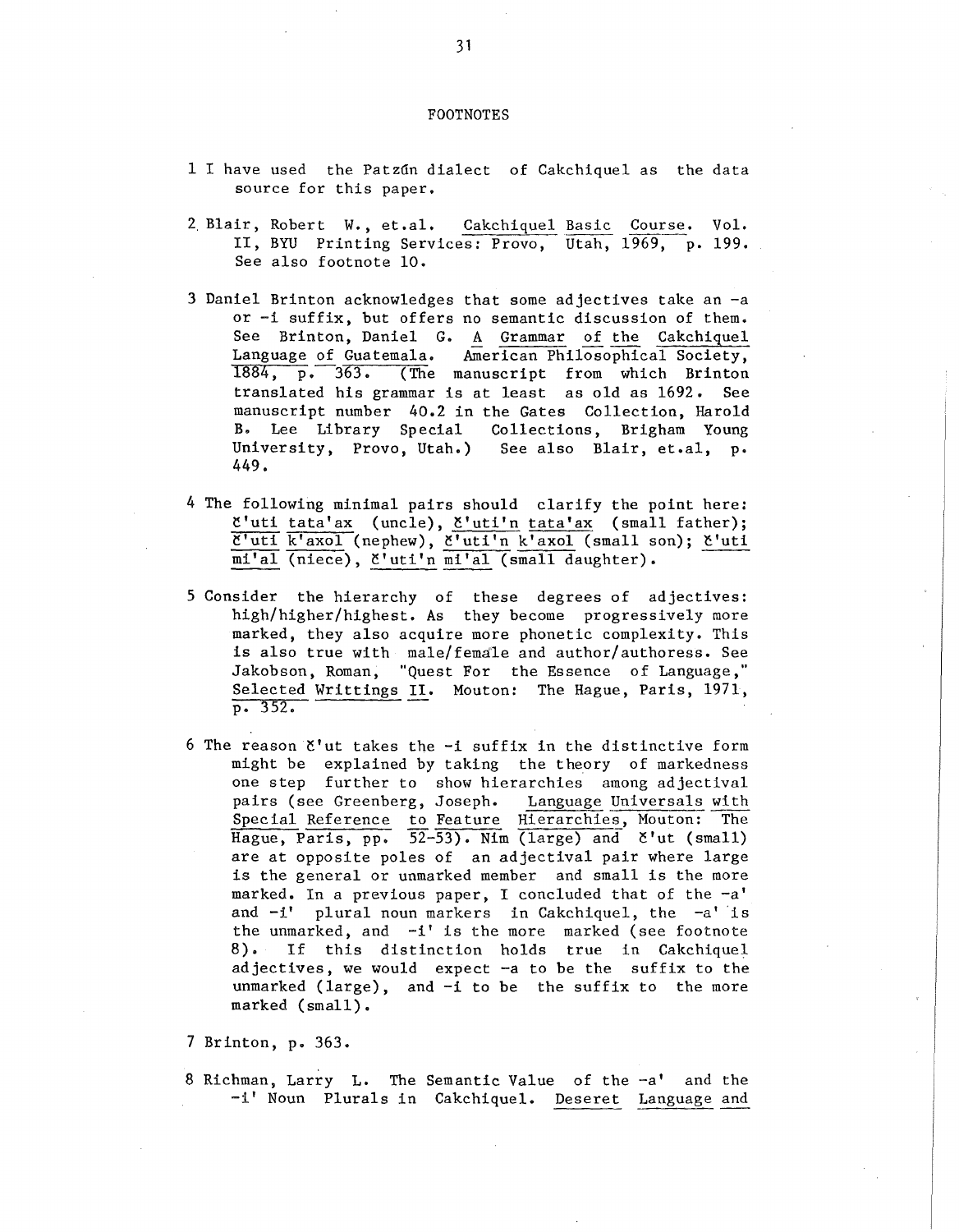# FOOTNOTES

1 I have used the Patzún dialect of Cakchiquel as the data source for this paper.

2 Blair, Robert W., et.al. Cakchiquel Basic Course. Vol. II, BYU Printing Services: Provo, Utah, 1969, p. 199. See also footnote 10.

3 Daniel Brinton acknowledges that some adjectives take an -a or -i suffix, but offers no semantic discussion of them. See Brinton, Daniel G. A Grammar of the Cakchiquel Language of Guatemala. American Philosophical Society, 1884, p. 363. (The manuscript from which Brinton translated his grammar is at least as old as 1692. See manuscript number 40.2 in the Gates Collection, Harold B. Lee Library Special Collections, Brigham Young University, Provo, Utah.) See also Blair, et.al, p. 449.

4 The following minimal pairs should clarify the point here: č'uti tata'ax (uncle), č'uti'n tata'ax (small father); č'uti k'axol (nephew), č'uti'n k'axol (small son); č'uti mi'al (niece), č'uti'n mi'al (small daughter).

5 Consider the hierarchy of these degrees of adjectives: high/higher/highest. As they become progressively more marked, they also acquire more phonetic complexity. This is also true with male/female and author/authoress. See Jakobson, Roman, "Quest For the Essence of Language," Selected Writtings II. Mouton: The Hague, Paris, 1971, p. 352.

6 The reason č'ut takes the -i suffix in the distinctive form might be explained by taking the theory of markedness one step further to show hierarchies among adjectival pairs (see Greenberg, Joseph. Language Universals with Special Reference to Feature Hierarchies, Mouton: The Hague, Paris, pp. 52-53). Nim (large) and č'ut (small) are at opposite poles of an adjectival pair where large is the general or unmarked member and small is the more marked. In a previous paper, I concluded that of the -a' and -i' plural noun markers in Cakchiquel, the -a' is the unmarked, and -i' is the more marked (see footnote 8). If this distinction holds true in Cakchiquel adjectives, we would expect -a to be the suffix to the unmarked (large), and -i to be the suffix to the more marked (small).

7 Brinton, p. 363.

8 Richman, Larry L. The Semantic Value of the -a' and the -i' Noun Plurals in Cakchiquel. Deseret Language and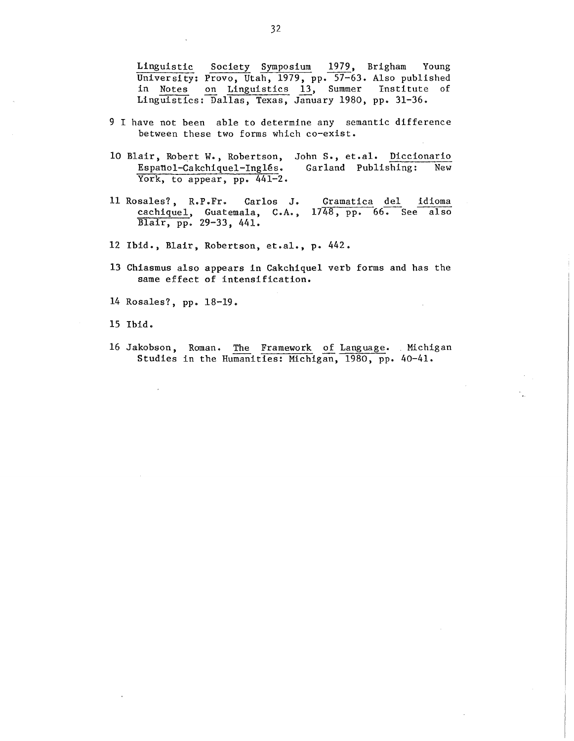Linguistic Society Symposium 1979, Brigham Young University: Provo, Utah, 1979, pp. 57-63. Also published in Notes on Linguistics 13, Summer Institute of Linguistics: Dallas, Texas, January 1980, pp. 31-36.

9 I have not been able to determine any semantic difference between these two forms which co-exist.

10 Blair, Robert W., Robertson, John S., et.al. Diccionario Español-Cakchiquel-Inglés. Garland Publishing: New York, to appear, pp. 441-2.

11 Rosales?, R.P.Fr. Carlos J. Gramatica del idioma cachiquel, Guatemala, C.A., 1748, pp. 66. See also Blair, pp. 29-33, 441.

12 Ibid., Blair, Robertson, et.al., p. 442.

13 Chiasmus also appears in Cakchiquel verb forms and has the same effect of intensification.

14 Rosales?, pp. 18-19.

15 Ibid.

16 Jakobson, Roman. The Framework of Language. Michigan Studies in the Humanities: Michigan, 1980, pp. 40-41.